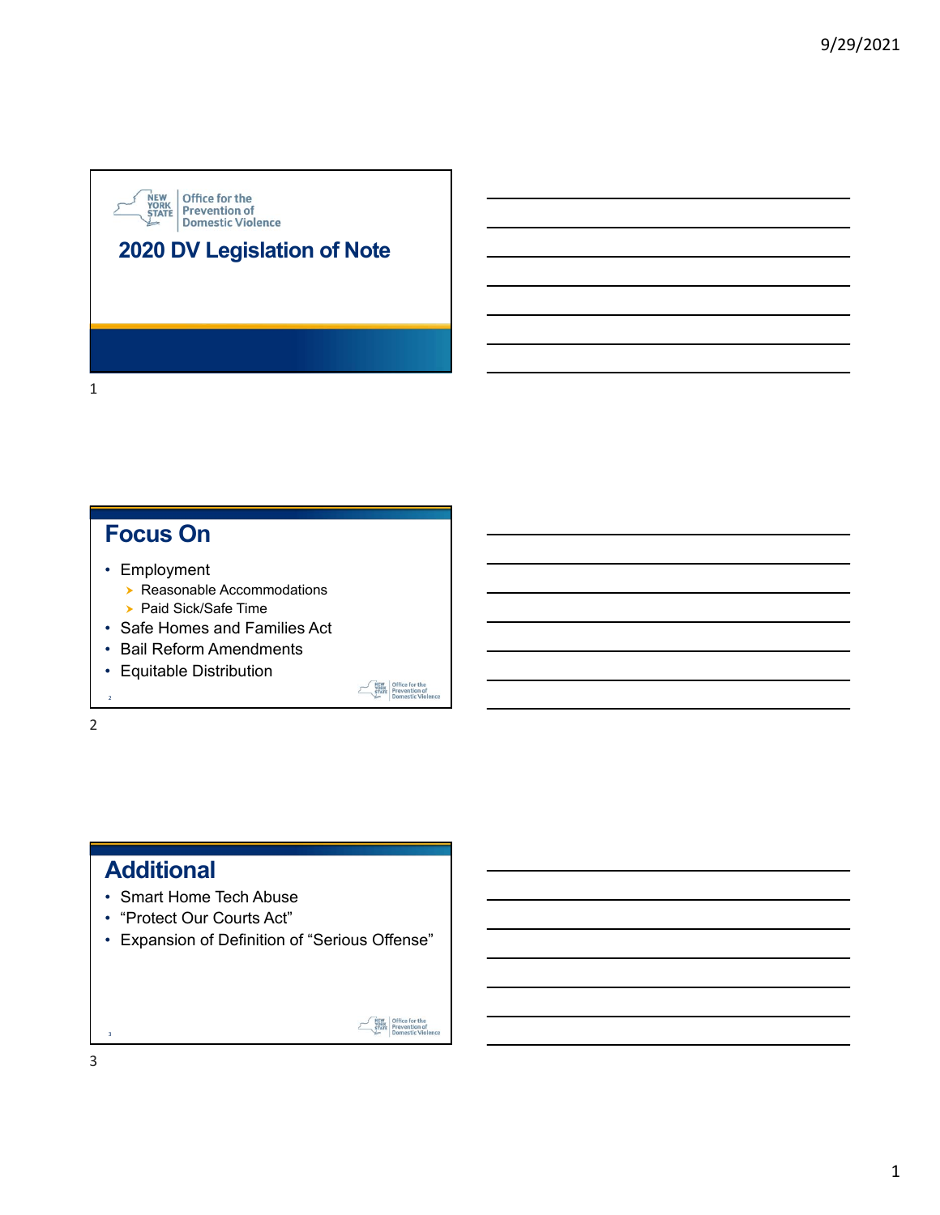New York State Office for the Prevention of Domestic Violence

# 2020 DV Legislation of Note

## Focus On

- Employment
  - Reasonable Accommodations
  - Paid Sick/Safe Time
- Safe Homes and Families Act
- Bail Reform Amendments
- Equitable Distribution

## Additional

- Smart Home Tech Abuse
- "Protect Our Courts Act"
- Expansion of Definition of "Serious Offense"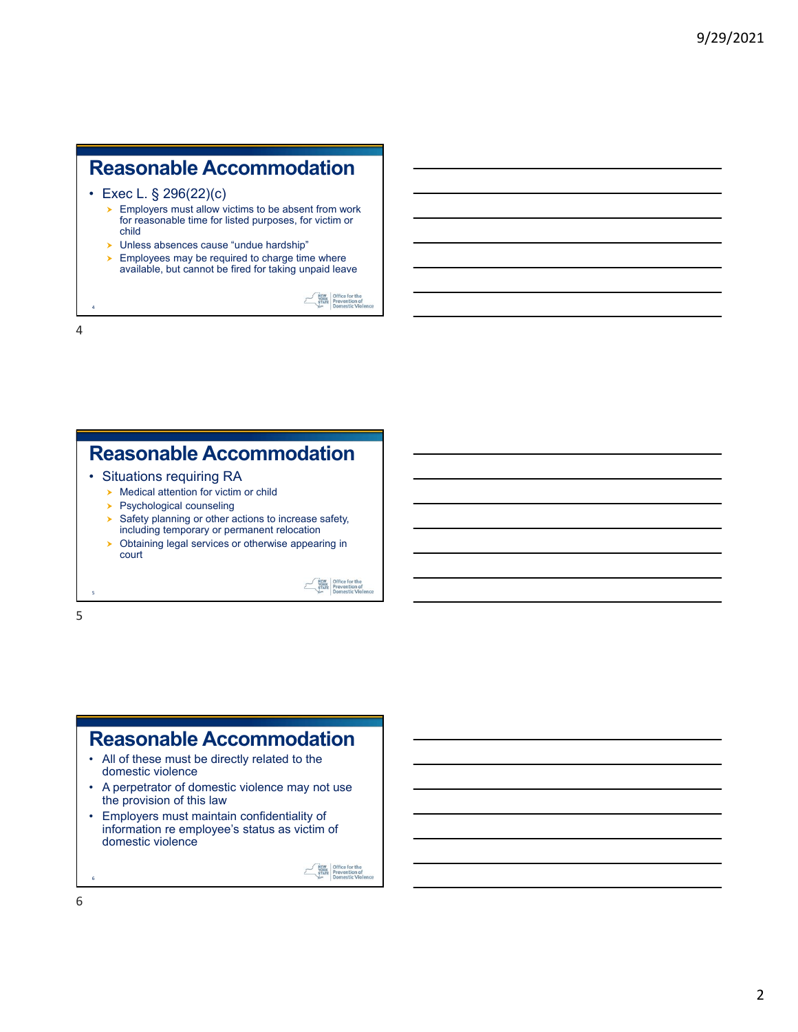## Reasonable Accommodation

- Exec L. § 296(22)(c)
  - Employers must allow victims to be absent from work for reasonable time for listed purposes, for victim or child
  - Unless absences cause "undue hardship"
  - Employees may be required to charge time where available, but cannot be fired for taking unpaid leave

## Reasonable Accommodation

- Situations requiring RA
  - Medical attention for victim or child
  - Psychological counseling
  - Safety planning or other actions to increase safety, including temporary or permanent relocation
  - Obtaining legal services or otherwise appearing in court

## Reasonable Accommodation

- All of these must be directly related to the domestic violence
- A perpetrator of domestic violence may not use the provision of this law
- Employers must maintain confidentiality of information re employee's status as victim of domestic violence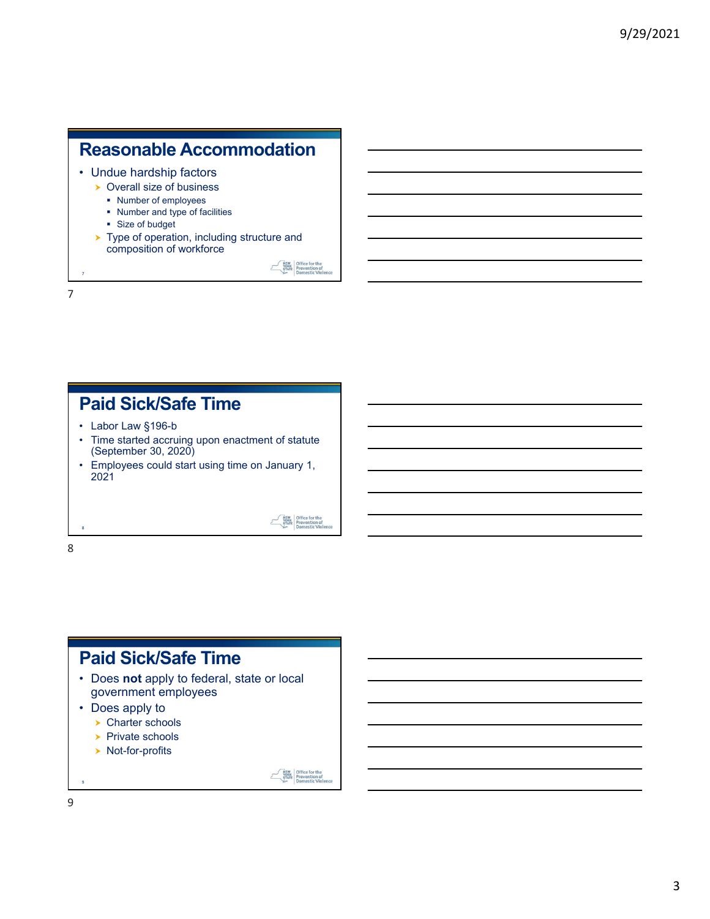## Reasonable Accommodation

- Undue hardship factors
  - Overall size of business
    - Number of employees
    - Number and type of facilities
    - Size of budget
  - Type of operation, including structure and composition of workforce

## Paid Sick/Safe Time

- Labor Law §196-b
- Time started accruing upon enactment of statute (September 30, 2020)
- Employees could start using time on January 1, 2021

## Paid Sick/Safe Time

- Does **not** apply to federal, state or local government employees
- Does apply to
  - Charter schools
  - Private schools
  - Not-for-profits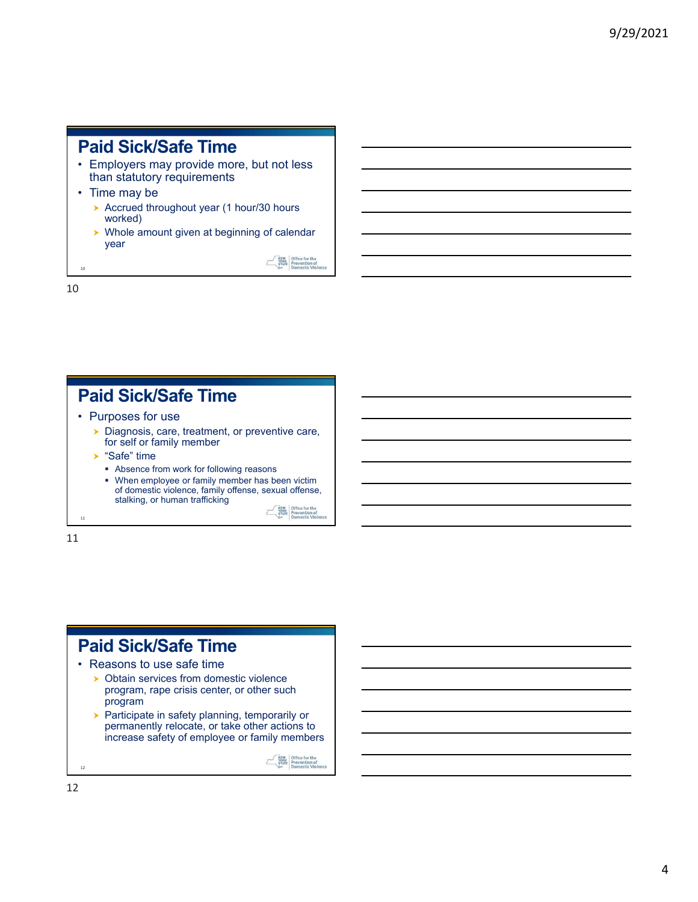## Paid Sick/Safe Time

- Employers may provide more, but not less than statutory requirements
- Time may be
  - Accrued throughout year (1 hour/30 hours worked)
  - Whole amount given at beginning of calendar year

## Paid Sick/Safe Time

- Purposes for use
  - Diagnosis, care, treatment, or preventive care, for self or family member
  - “Safe” time
    - Absence from work for following reasons
    - When employee or family member has been victim of domestic violence, family offense, sexual offense, stalking, or human trafficking

## Paid Sick/Safe Time

- Reasons to use safe time
  - Obtain services from domestic violence program, rape crisis center, or other such program
  - Participate in safety planning, temporarily or permanently relocate, or take other actions to increase safety of employee or family members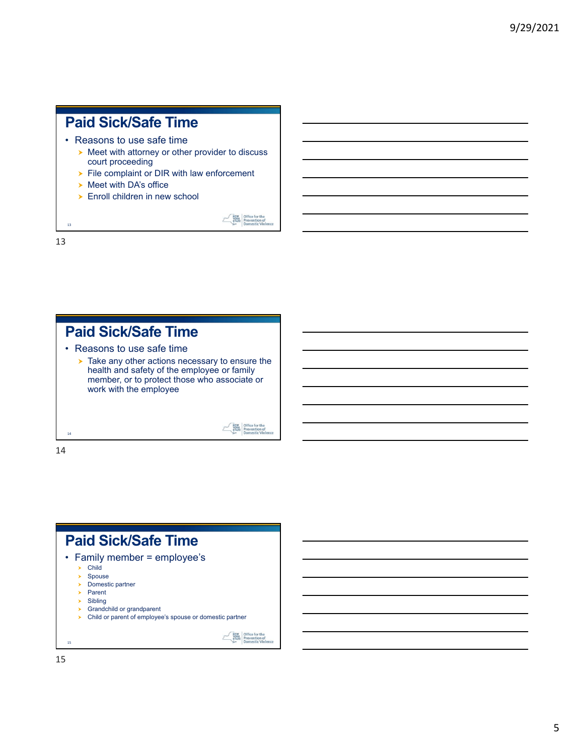## Paid Sick/Safe Time

- Reasons to use safe time
  - Meet with attorney or other provider to discuss court proceeding
  - File complaint or DIR with law enforcement
  - Meet with DA's office
  - Enroll children in new school

## Paid Sick/Safe Time

- Reasons to use safe time
  - Take any other actions necessary to ensure the health and safety of the employee or family member, or to protect those who associate or work with the employee

## Paid Sick/Safe Time

- Family member = employee's
  - Child
  - Spouse
  - Domestic partner
  - Parent
  - Sibling
  - Grandchild or grandparent
  - Child or parent of employee's spouse or domestic partner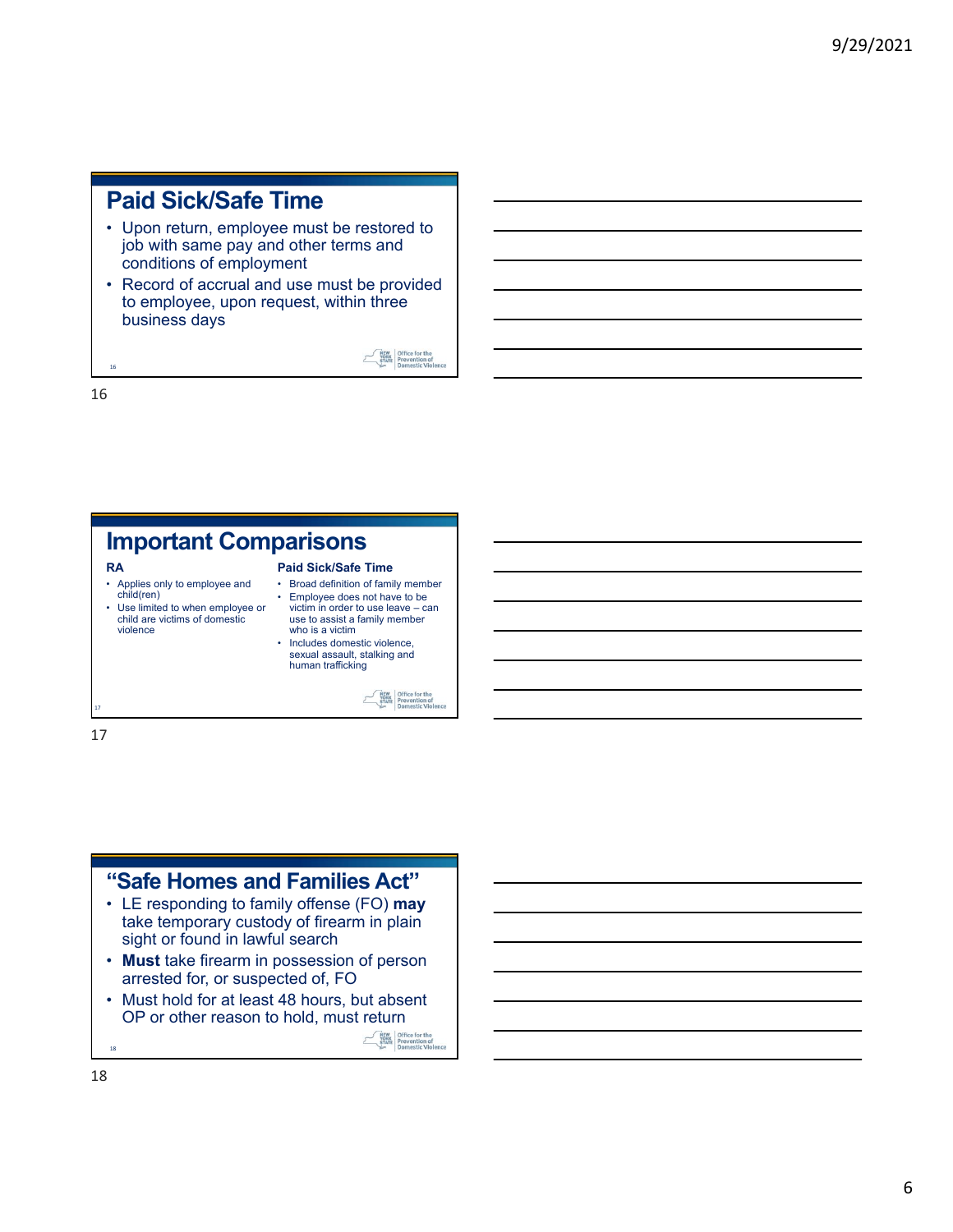## Paid Sick/Safe Time

- Upon return, employee must be restored to job with same pay and other terms and conditions of employment
- Record of accrual and use must be provided to employee, upon request, within three business days

## Important Comparisons

**RA**

- Applies only to employee and child(ren)
- Use limited to when employee or child are victims of domestic violence

**Paid Sick/Safe Time**

- Broad definition of family member
- Employee does not have to be victim in order to use leave – can use to assist a family member who is a victim
- Includes domestic violence, sexual assault, stalking and human trafficking

## "Safe Homes and Families Act"

- LE responding to family offense (FO) **may** take temporary custody of firearm in plain sight or found in lawful search
- **Must** take firearm in possession of person arrested for, or suspected of, FO
- Must hold for at least 48 hours, but absent OP or other reason to hold, must return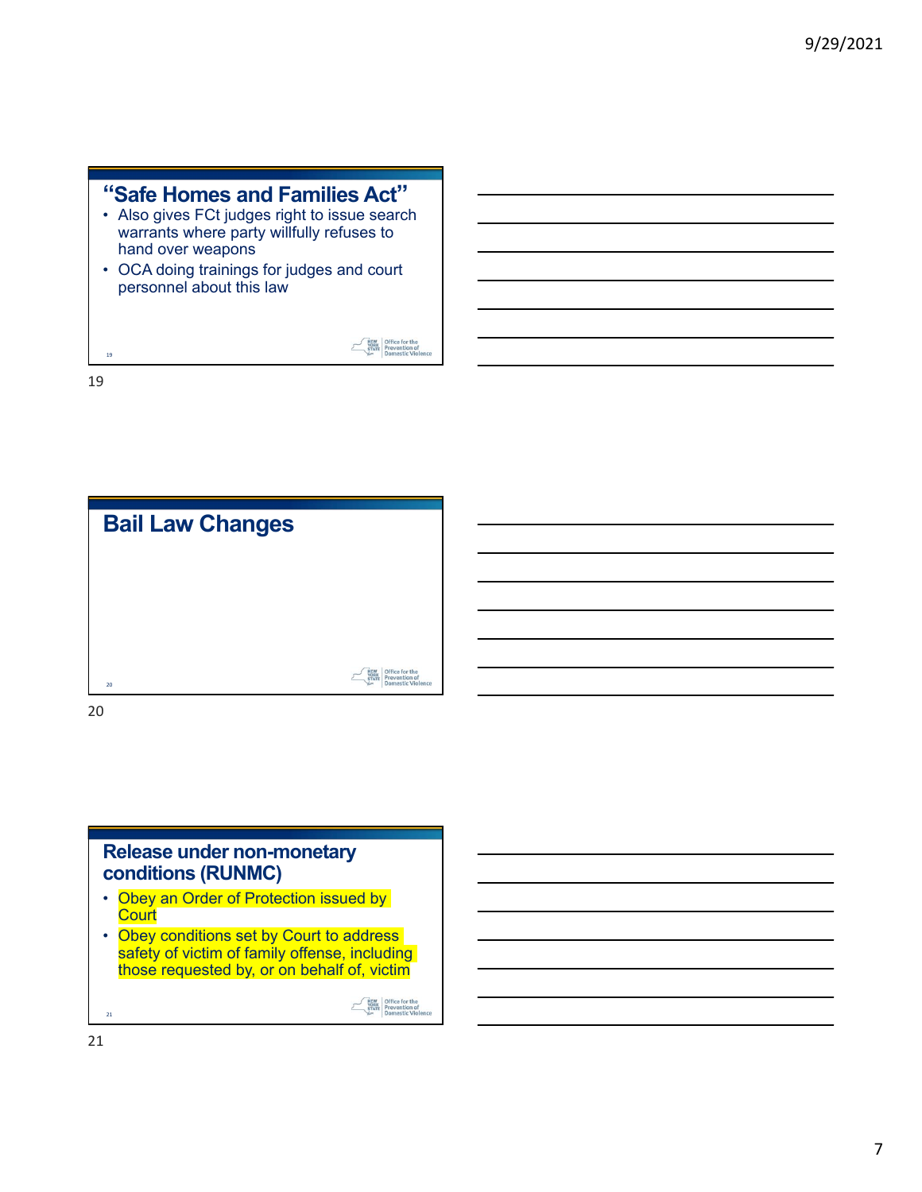## "Safe Homes and Families Act"

- Also gives FCt judges right to issue search warrants where party willfully refuses to hand over weapons
- OCA doing trainings for judges and court personnel about this law

## Bail Law Changes

## Release under non-monetary conditions (RUNMC)

- Obey an Order of Protection issued by Court
- Obey conditions set by Court to address safety of victim of family offense, including those requested by, or on behalf of, victim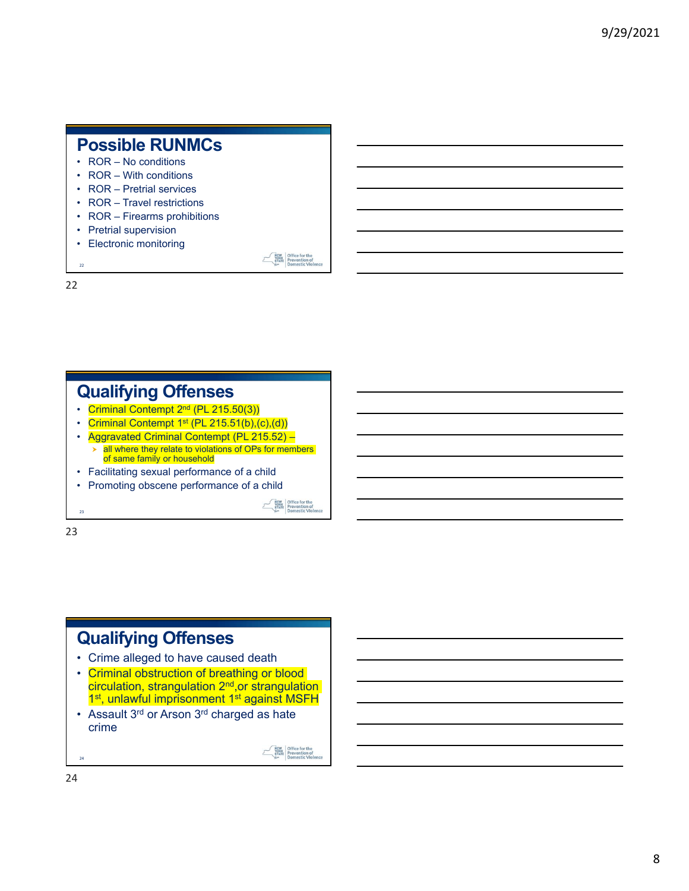## Possible RUNMCs

- ROR – No conditions
- ROR – With conditions
- ROR – Pretrial services
- ROR – Travel restrictions
- ROR – Firearms prohibitions
- Pretrial supervision
- Electronic monitoring

## Qualifying Offenses

- Criminal Contempt 2nd (PL 215.50(3))
- Criminal Contempt 1st (PL 215.51(b),(c),(d))
- Aggravated Criminal Contempt (PL 215.52) –
  - all where they relate to violations of OPs for members of same family or household
- Facilitating sexual performance of a child
- Promoting obscene performance of a child

## Qualifying Offenses

- Crime alleged to have caused death
- Criminal obstruction of breathing or blood circulation, strangulation 2nd, or strangulation 1st, unlawful imprisonment 1st against MSFH
- Assault 3rd or Arson 3rd charged as hate crime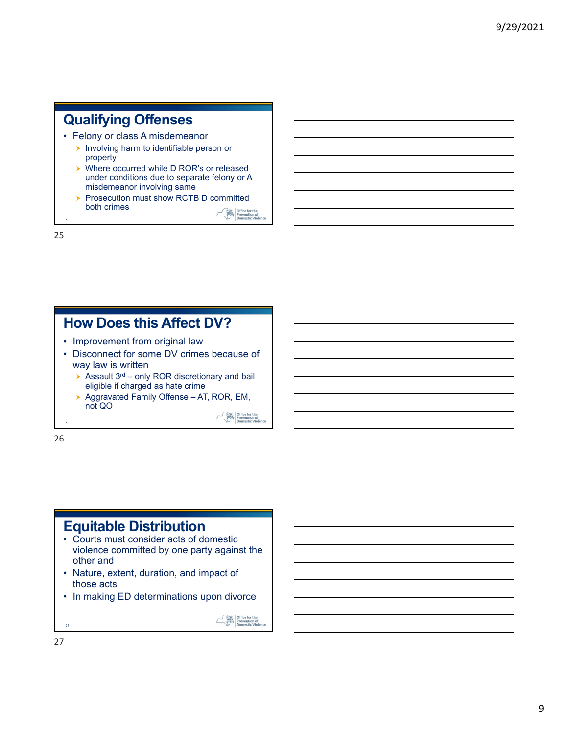## Qualifying Offenses

- Felony or class A misdemeanor
  - Involving harm to identifiable person or property
  - Where occurred while D ROR's or released under conditions due to separate felony or A misdemeanor involving same
  - Prosecution must show RCTB D committed both crimes

## How Does this Affect DV?

- Improvement from original law
- Disconnect for some DV crimes because of way law is written
  - Assault 3rd – only ROR discretionary and bail eligible if charged as hate crime
  - Aggravated Family Offense – AT, ROR, EM, not QO

## Equitable Distribution

- Courts must consider acts of domestic violence committed by one party against the other and
- Nature, extent, duration, and impact of those acts
- In making ED determinations upon divorce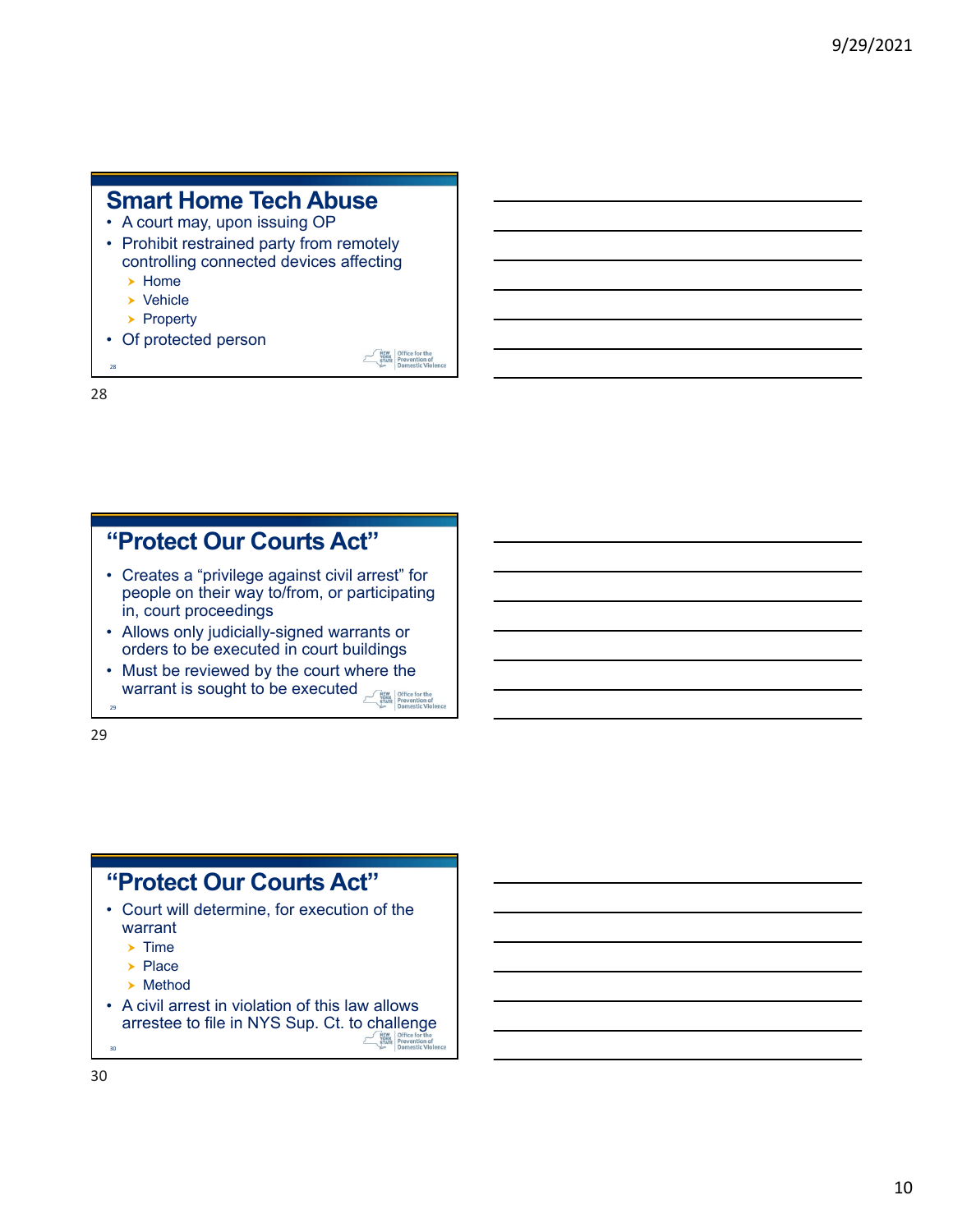## Smart Home Tech Abuse

- A court may, upon issuing OP
- Prohibit restrained party from remotely controlling connected devices affecting
  - Home
  - Vehicle
  - Property
- Of protected person

## "Protect Our Courts Act"

- Creates a "privilege against civil arrest" for people on their way to/from, or participating in, court proceedings
- Allows only judicially-signed warrants or orders to be executed in court buildings
- Must be reviewed by the court where the warrant is sought to be executed

## "Protect Our Courts Act"

- Court will determine, for execution of the warrant
  - Time
  - Place
  - Method
- A civil arrest in violation of this law allows arrestee to file in NYS Sup. Ct. to challenge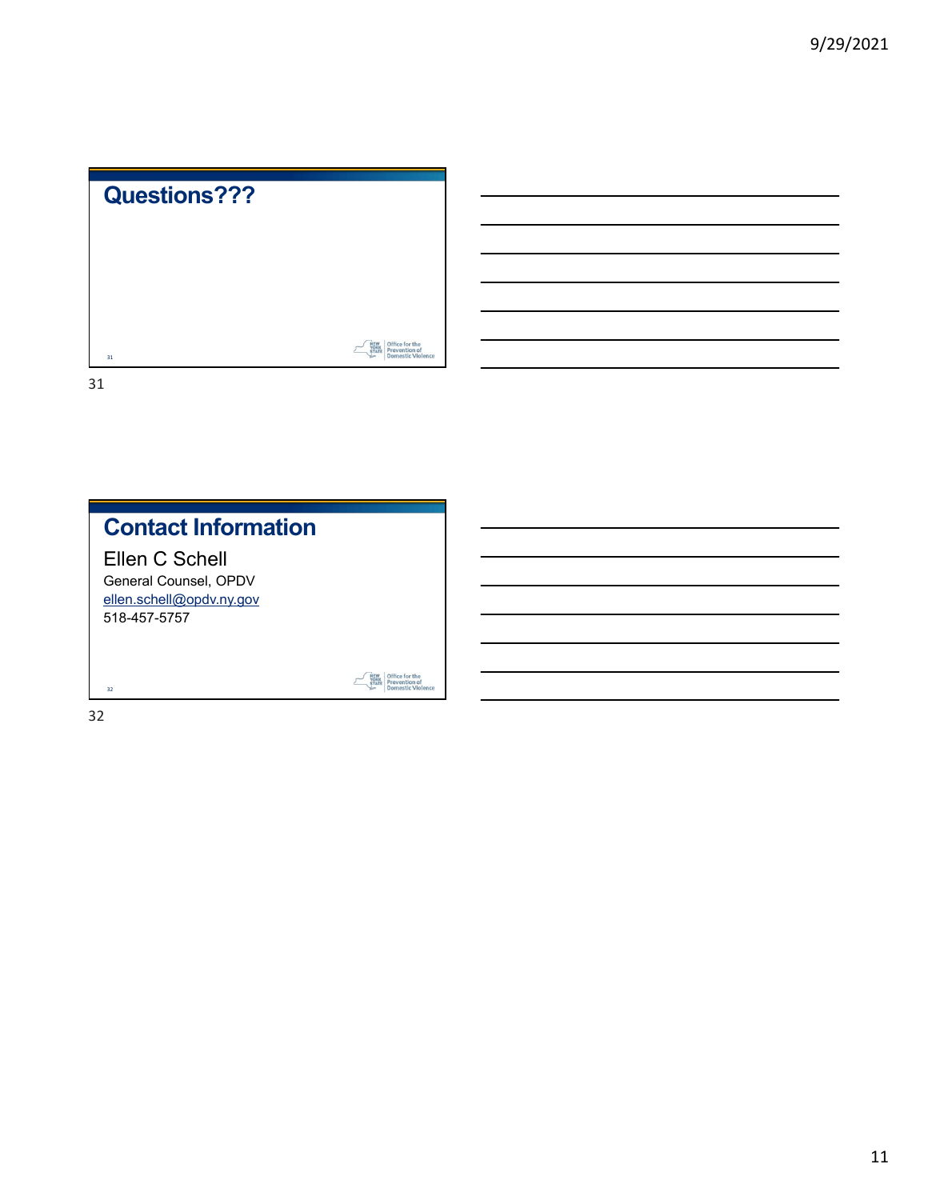## Questions???

## Contact Information

Ellen C Schell

General Counsel, OPDV

ellen.schell@opdv.ny.gov

518-457-5757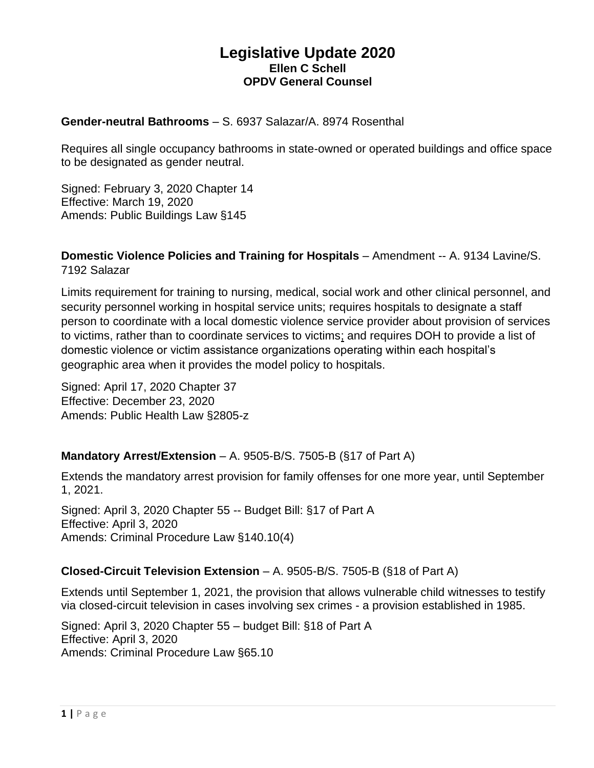# Legislative Update 2020

**Ellen C Schell**
**OPDV General Counsel**

**Gender-neutral Bathrooms** – S. 6937 Salazar/A. 8974 Rosenthal

Requires all single occupancy bathrooms in state-owned or operated buildings and office space to be designated as gender neutral.

Signed: February 3, 2020 Chapter 14
Effective: March 19, 2020
Amends: Public Buildings Law §145

**Domestic Violence Policies and Training for Hospitals** – Amendment -- A. 9134 Lavine/S. 7192 Salazar

Limits requirement for training to nursing, medical, social work and other clinical personnel, and security personnel working in hospital service units; requires hospitals to designate a staff person to coordinate with a local domestic violence service provider about provision of services to victims, rather than to coordinate services to victims; and requires DOH to provide a list of domestic violence or victim assistance organizations operating within each hospital's geographic area when it provides the model policy to hospitals.

Signed: April 17, 2020 Chapter 37
Effective: December 23, 2020
Amends: Public Health Law §2805-z

**Mandatory Arrest/Extension** – A. 9505-B/S. 7505-B (§17 of Part A)

Extends the mandatory arrest provision for family offenses for one more year, until September 1, 2021.

Signed: April 3, 2020 Chapter 55 -- Budget Bill: §17 of Part A
Effective: April 3, 2020
Amends: Criminal Procedure Law §140.10(4)

**Closed-Circuit Television Extension** – A. 9505-B/S. 7505-B (§18 of Part A)

Extends until September 1, 2021, the provision that allows vulnerable child witnesses to testify via closed-circuit television in cases involving sex crimes - a provision established in 1985.

Signed: April 3, 2020 Chapter 55 – budget Bill: §18 of Part A
Effective: April 3, 2020
Amends: Criminal Procedure Law §65.10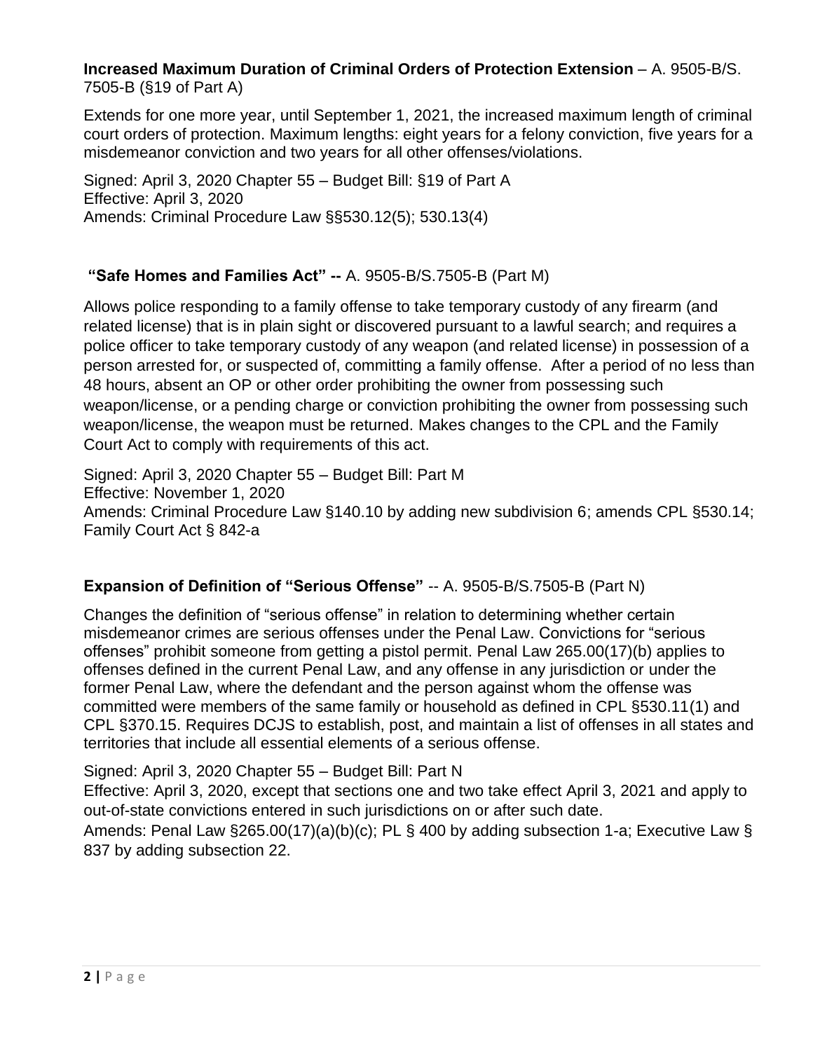**Increased Maximum Duration of Criminal Orders of Protection Extension** – A. 9505-B/S. 7505-B (§19 of Part A)

Extends for one more year, until September 1, 2021, the increased maximum length of criminal court orders of protection. Maximum lengths: eight years for a felony conviction, five years for a misdemeanor conviction and two years for all other offenses/violations.

Signed: April 3, 2020 Chapter 55 – Budget Bill: §19 of Part A
Effective: April 3, 2020
Amends: Criminal Procedure Law §§530.12(5); 530.13(4)

**"Safe Homes and Families Act" --** A. 9505-B/S.7505-B (Part M)

Allows police responding to a family offense to take temporary custody of any firearm (and related license) that is in plain sight or discovered pursuant to a lawful search; and requires a police officer to take temporary custody of any weapon (and related license) in possession of a person arrested for, or suspected of, committing a family offense. After a period of no less than 48 hours, absent an OP or other order prohibiting the owner from possessing such weapon/license, or a pending charge or conviction prohibiting the owner from possessing such weapon/license, the weapon must be returned. Makes changes to the CPL and the Family Court Act to comply with requirements of this act.

Signed: April 3, 2020 Chapter 55 – Budget Bill: Part M
Effective: November 1, 2020
Amends: Criminal Procedure Law §140.10 by adding new subdivision 6; amends CPL §530.14; Family Court Act § 842-a

**Expansion of Definition of "Serious Offense"** -- A. 9505-B/S.7505-B (Part N)

Changes the definition of "serious offense" in relation to determining whether certain misdemeanor crimes are serious offenses under the Penal Law. Convictions for "serious offenses" prohibit someone from getting a pistol permit. Penal Law 265.00(17)(b) applies to offenses defined in the current Penal Law, and any offense in any jurisdiction or under the former Penal Law, where the defendant and the person against whom the offense was committed were members of the same family or household as defined in CPL §530.11(1) and CPL §370.15. Requires DCJS to establish, post, and maintain a list of offenses in all states and territories that include all essential elements of a serious offense.

Signed: April 3, 2020 Chapter 55 – Budget Bill: Part N
Effective: April 3, 2020, except that sections one and two take effect April 3, 2021 and apply to out-of-state convictions entered in such jurisdictions on or after such date.
Amends: Penal Law §265.00(17)(a)(b)(c); PL § 400 by adding subsection 1-a; Executive Law § 837 by adding subsection 22.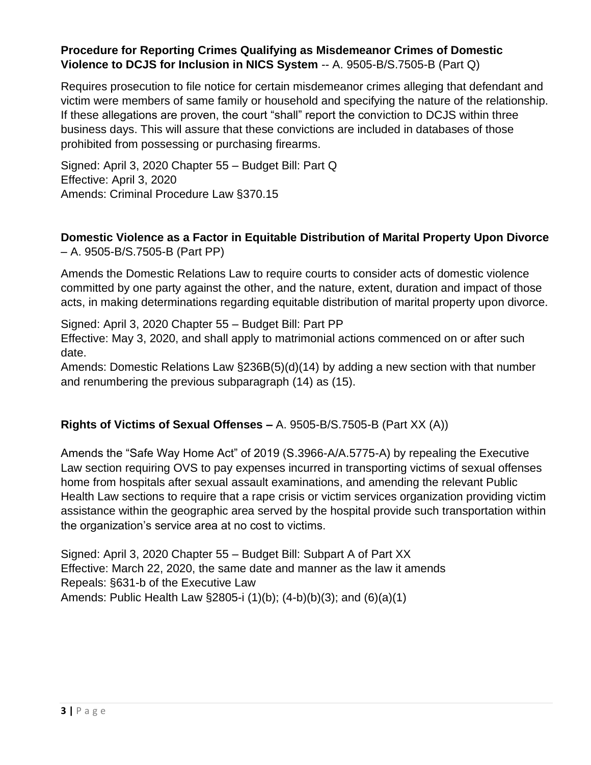**Procedure for Reporting Crimes Qualifying as Misdemeanor Crimes of Domestic Violence to DCJS for Inclusion in NICS System** -- A. 9505-B/S.7505-B (Part Q)

Requires prosecution to file notice for certain misdemeanor crimes alleging that defendant and victim were members of same family or household and specifying the nature of the relationship. If these allegations are proven, the court "shall" report the conviction to DCJS within three business days. This will assure that these convictions are included in databases of those prohibited from possessing or purchasing firearms.

Signed: April 3, 2020 Chapter 55 – Budget Bill: Part Q
Effective: April 3, 2020
Amends: Criminal Procedure Law §370.15

**Domestic Violence as a Factor in Equitable Distribution of Marital Property Upon Divorce** – A. 9505-B/S.7505-B (Part PP)

Amends the Domestic Relations Law to require courts to consider acts of domestic violence committed by one party against the other, and the nature, extent, duration and impact of those acts, in making determinations regarding equitable distribution of marital property upon divorce.

Signed: April 3, 2020 Chapter 55 – Budget Bill: Part PP
Effective: May 3, 2020, and shall apply to matrimonial actions commenced on or after such date.
Amends: Domestic Relations Law §236B(5)(d)(14) by adding a new section with that number and renumbering the previous subparagraph (14) as (15).

**Rights of Victims of Sexual Offenses –** A. 9505-B/S.7505-B (Part XX (A))

Amends the "Safe Way Home Act" of 2019 (S.3966-A/A.5775-A) by repealing the Executive Law section requiring OVS to pay expenses incurred in transporting victims of sexual offenses home from hospitals after sexual assault examinations, and amending the relevant Public Health Law sections to require that a rape crisis or victim services organization providing victim assistance within the geographic area served by the hospital provide such transportation within the organization's service area at no cost to victims.

Signed: April 3, 2020 Chapter 55 – Budget Bill: Subpart A of Part XX
Effective: March 22, 2020, the same date and manner as the law it amends
Repeals: §631-b of the Executive Law
Amends: Public Health Law §2805-i (1)(b); (4-b)(b)(3); and (6)(a)(1)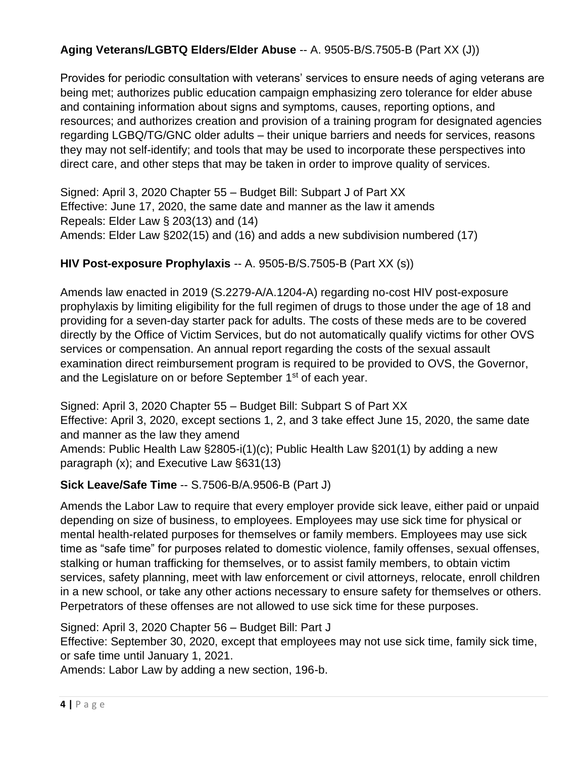**Aging Veterans/LGBTQ Elders/Elder Abuse** -- A. 9505-B/S.7505-B (Part XX (J))

Provides for periodic consultation with veterans' services to ensure needs of aging veterans are being met; authorizes public education campaign emphasizing zero tolerance for elder abuse and containing information about signs and symptoms, causes, reporting options, and resources; and authorizes creation and provision of a training program for designated agencies regarding LGBQ/TG/GNC older adults – their unique barriers and needs for services, reasons they may not self-identify; and tools that may be used to incorporate these perspectives into direct care, and other steps that may be taken in order to improve quality of services.

Signed: April 3, 2020 Chapter 55 – Budget Bill: Subpart J of Part XX
Effective: June 17, 2020, the same date and manner as the law it amends
Repeals: Elder Law § 203(13) and (14)
Amends: Elder Law §202(15) and (16) and adds a new subdivision numbered (17)

**HIV Post-exposure Prophylaxis** -- A. 9505-B/S.7505-B (Part XX (s))

Amends law enacted in 2019 (S.2279-A/A.1204-A) regarding no-cost HIV post-exposure prophylaxis by limiting eligibility for the full regimen of drugs to those under the age of 18 and providing for a seven-day starter pack for adults. The costs of these meds are to be covered directly by the Office of Victim Services, but do not automatically qualify victims for other OVS services or compensation. An annual report regarding the costs of the sexual assault examination direct reimbursement program is required to be provided to OVS, the Governor, and the Legislature on or before September 1st of each year.

Signed: April 3, 2020 Chapter 55 – Budget Bill: Subpart S of Part XX
Effective: April 3, 2020, except sections 1, 2, and 3 take effect June 15, 2020, the same date and manner as the law they amend
Amends: Public Health Law §2805-i(1)(c); Public Health Law §201(1) by adding a new paragraph (x); and Executive Law §631(13)

**Sick Leave/Safe Time** -- S.7506-B/A.9506-B (Part J)

Amends the Labor Law to require that every employer provide sick leave, either paid or unpaid depending on size of business, to employees. Employees may use sick time for physical or mental health-related purposes for themselves or family members. Employees may use sick time as "safe time" for purposes related to domestic violence, family offenses, sexual offenses, stalking or human trafficking for themselves, or to assist family members, to obtain victim services, safety planning, meet with law enforcement or civil attorneys, relocate, enroll children in a new school, or take any other actions necessary to ensure safety for themselves or others. Perpetrators of these offenses are not allowed to use sick time for these purposes.

Signed: April 3, 2020 Chapter 56 – Budget Bill: Part J
Effective: September 30, 2020, except that employees may not use sick time, family sick time, or safe time until January 1, 2021.
Amends: Labor Law by adding a new section, 196-b.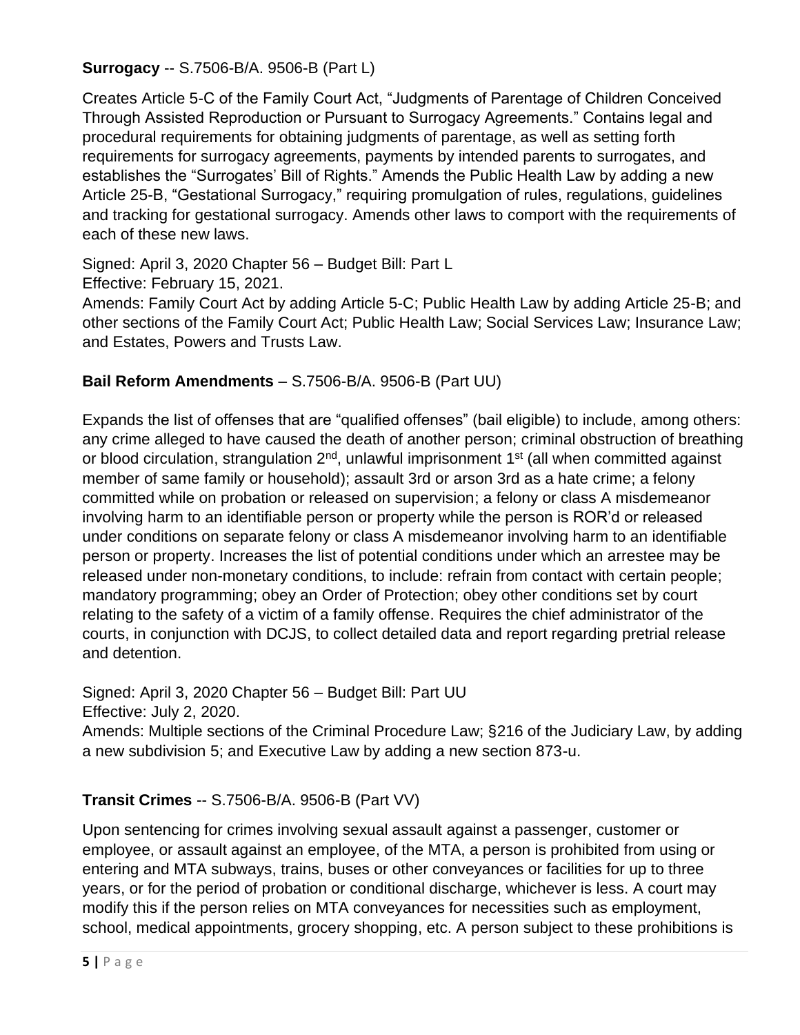**Surrogacy** -- S.7506-B/A. 9506-B (Part L)

Creates Article 5-C of the Family Court Act, "Judgments of Parentage of Children Conceived Through Assisted Reproduction or Pursuant to Surrogacy Agreements." Contains legal and procedural requirements for obtaining judgments of parentage, as well as setting forth requirements for surrogacy agreements, payments by intended parents to surrogates, and establishes the "Surrogates' Bill of Rights." Amends the Public Health Law by adding a new Article 25-B, "Gestational Surrogacy," requiring promulgation of rules, regulations, guidelines and tracking for gestational surrogacy. Amends other laws to comport with the requirements of each of these new laws.

Signed: April 3, 2020 Chapter 56 – Budget Bill: Part L
Effective: February 15, 2021.
Amends: Family Court Act by adding Article 5-C; Public Health Law by adding Article 25-B; and other sections of the Family Court Act; Public Health Law; Social Services Law; Insurance Law; and Estates, Powers and Trusts Law.

**Bail Reform Amendments** – S.7506-B/A. 9506-B (Part UU)

Expands the list of offenses that are "qualified offenses" (bail eligible) to include, among others: any crime alleged to have caused the death of another person; criminal obstruction of breathing or blood circulation, strangulation 2nd, unlawful imprisonment 1st (all when committed against member of same family or household); assault 3rd or arson 3rd as a hate crime; a felony committed while on probation or released on supervision; a felony or class A misdemeanor involving harm to an identifiable person or property while the person is ROR'd or released under conditions on separate felony or class A misdemeanor involving harm to an identifiable person or property. Increases the list of potential conditions under which an arrestee may be released under non-monetary conditions, to include: refrain from contact with certain people; mandatory programming; obey an Order of Protection; obey other conditions set by court relating to the safety of a victim of a family offense. Requires the chief administrator of the courts, in conjunction with DCJS, to collect detailed data and report regarding pretrial release and detention.

Signed: April 3, 2020 Chapter 56 – Budget Bill: Part UU
Effective: July 2, 2020.
Amends: Multiple sections of the Criminal Procedure Law; §216 of the Judiciary Law, by adding a new subdivision 5; and Executive Law by adding a new section 873-u.

**Transit Crimes** -- S.7506-B/A. 9506-B (Part VV)

Upon sentencing for crimes involving sexual assault against a passenger, customer or employee, or assault against an employee, of the MTA, a person is prohibited from using or entering and MTA subways, trains, buses or other conveyances or facilities for up to three years, or for the period of probation or conditional discharge, whichever is less. A court may modify this if the person relies on MTA conveyances for necessities such as employment, school, medical appointments, grocery shopping, etc. A person subject to these prohibitions is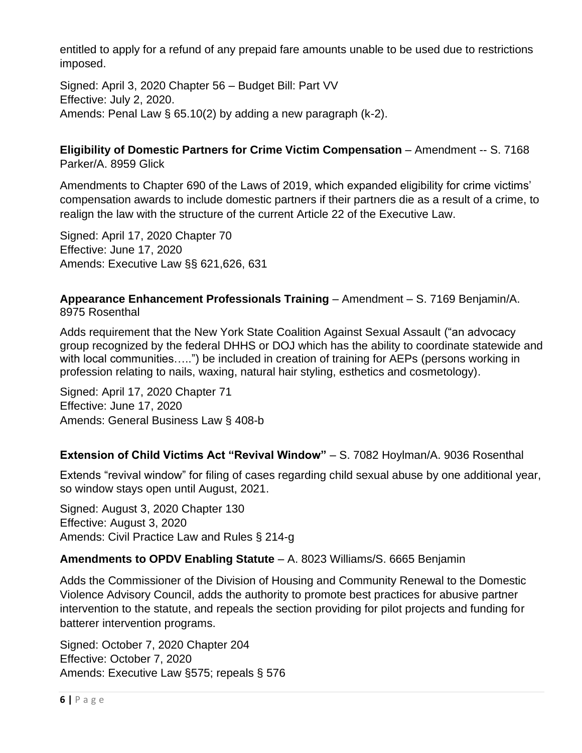entitled to apply for a refund of any prepaid fare amounts unable to be used due to restrictions imposed.

Signed: April 3, 2020 Chapter 56 – Budget Bill: Part VV
Effective: July 2, 2020.
Amends: Penal Law § 65.10(2) by adding a new paragraph (k-2).

**Eligibility of Domestic Partners for Crime Victim Compensation** – Amendment -- S. 7168 Parker/A. 8959 Glick

Amendments to Chapter 690 of the Laws of 2019, which expanded eligibility for crime victims' compensation awards to include domestic partners if their partners die as a result of a crime, to realign the law with the structure of the current Article 22 of the Executive Law.

Signed: April 17, 2020 Chapter 70
Effective: June 17, 2020
Amends: Executive Law §§ 621,626, 631

**Appearance Enhancement Professionals Training** – Amendment – S. 7169 Benjamin/A. 8975 Rosenthal

Adds requirement that the New York State Coalition Against Sexual Assault ("an advocacy group recognized by the federal DHHS or DOJ which has the ability to coordinate statewide and with local communities…..") be included in creation of training for AEPs (persons working in profession relating to nails, waxing, natural hair styling, esthetics and cosmetology).

Signed: April 17, 2020 Chapter 71
Effective: June 17, 2020
Amends: General Business Law § 408-b

**Extension of Child Victims Act "Revival Window"** – S. 7082 Hoylman/A. 9036 Rosenthal

Extends "revival window" for filing of cases regarding child sexual abuse by one additional year, so window stays open until August, 2021.

Signed: August 3, 2020 Chapter 130
Effective: August 3, 2020
Amends: Civil Practice Law and Rules § 214-g

**Amendments to OPDV Enabling Statute** – A. 8023 Williams/S. 6665 Benjamin

Adds the Commissioner of the Division of Housing and Community Renewal to the Domestic Violence Advisory Council, adds the authority to promote best practices for abusive partner intervention to the statute, and repeals the section providing for pilot projects and funding for batterer intervention programs.

Signed: October 7, 2020 Chapter 204
Effective: October 7, 2020
Amends: Executive Law §575; repeals § 576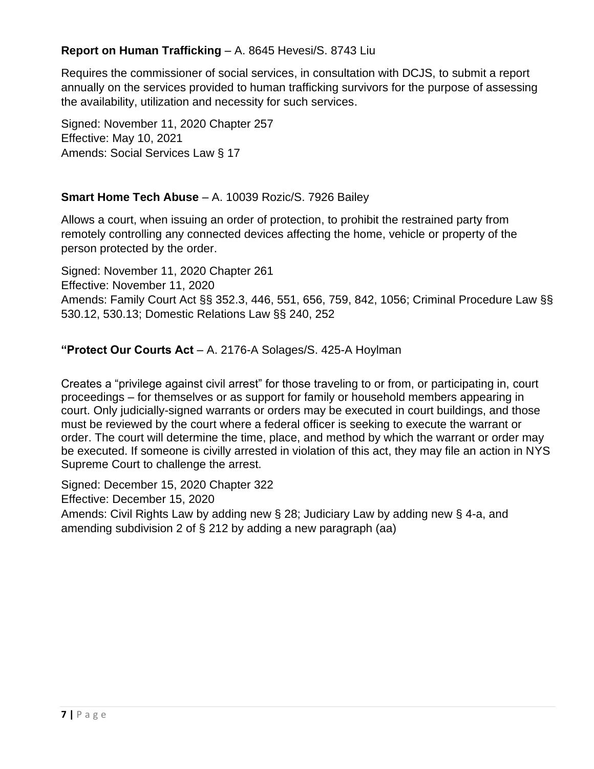**Report on Human Trafficking** – A. 8645 Hevesi/S. 8743 Liu

Requires the commissioner of social services, in consultation with DCJS, to submit a report annually on the services provided to human trafficking survivors for the purpose of assessing the availability, utilization and necessity for such services.

Signed: November 11, 2020 Chapter 257
Effective: May 10, 2021
Amends: Social Services Law § 17

**Smart Home Tech Abuse** – A. 10039 Rozic/S. 7926 Bailey

Allows a court, when issuing an order of protection, to prohibit the restrained party from remotely controlling any connected devices affecting the home, vehicle or property of the person protected by the order.

Signed: November 11, 2020 Chapter 261
Effective: November 11, 2020
Amends: Family Court Act §§ 352.3, 446, 551, 656, 759, 842, 1056; Criminal Procedure Law §§ 530.12, 530.13; Domestic Relations Law §§ 240, 252

**"Protect Our Courts Act** – A. 2176-A Solages/S. 425-A Hoylman

Creates a "privilege against civil arrest" for those traveling to or from, or participating in, court proceedings – for themselves or as support for family or household members appearing in court. Only judicially-signed warrants or orders may be executed in court buildings, and those must be reviewed by the court where a federal officer is seeking to execute the warrant or order. The court will determine the time, place, and method by which the warrant or order may be executed. If someone is civilly arrested in violation of this act, they may file an action in NYS Supreme Court to challenge the arrest.

Signed: December 15, 2020 Chapter 322
Effective: December 15, 2020
Amends: Civil Rights Law by adding new § 28; Judiciary Law by adding new § 4-a, and amending subdivision 2 of § 212 by adding a new paragraph (aa)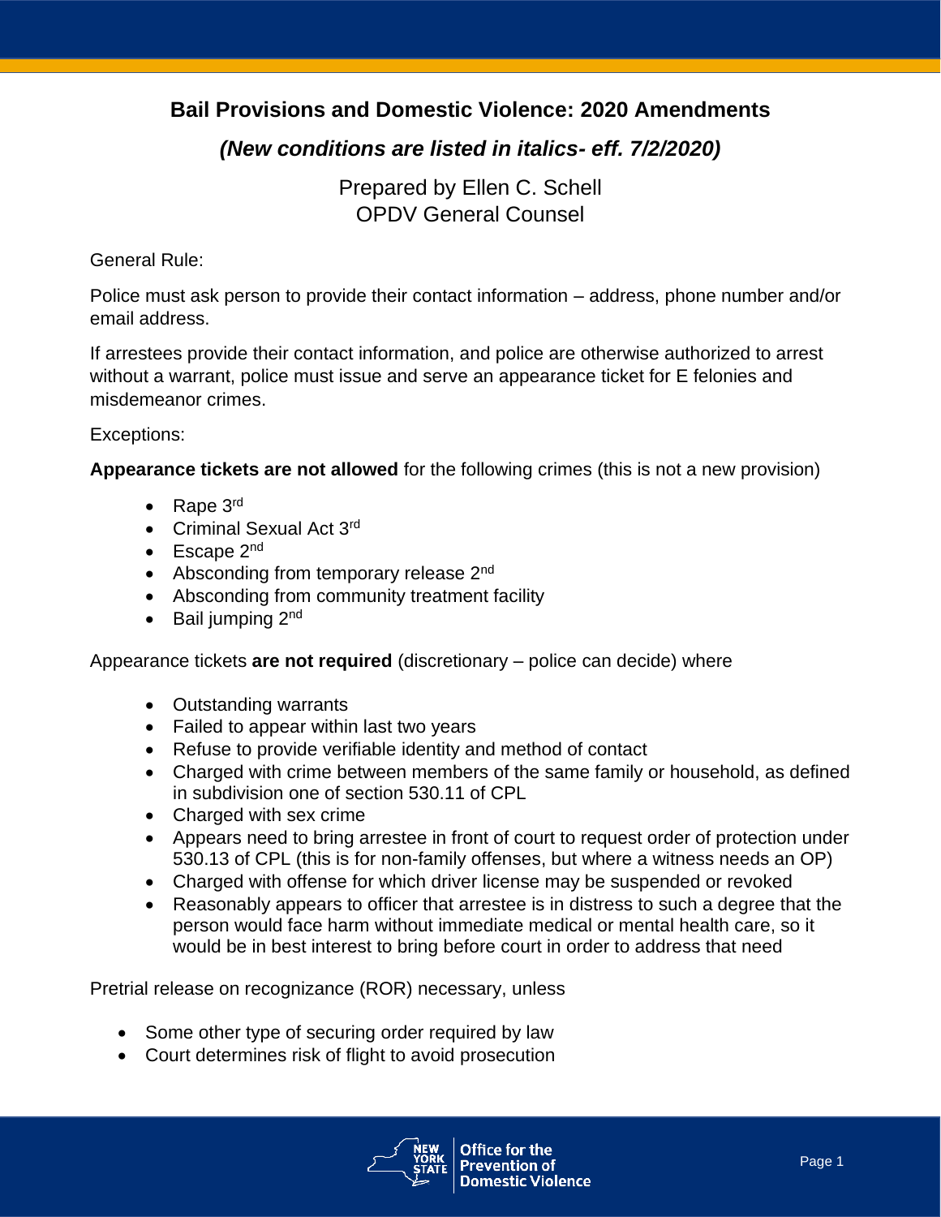# Bail Provisions and Domestic Violence: 2020 Amendments

## *(New conditions are listed in italics- eff. 7/2/2020)*

Prepared by Ellen C. Schell
OPDV General Counsel

General Rule:

Police must ask person to provide their contact information – address, phone number and/or email address.

If arrestees provide their contact information, and police are otherwise authorized to arrest without a warrant, police must issue and serve an appearance ticket for E felonies and misdemeanor crimes.

Exceptions:

**Appearance tickets are not allowed** for the following crimes (this is not a new provision)

- Rape 3rd
- Criminal Sexual Act 3rd
- Escape 2nd
- Absconding from temporary release 2nd
- Absconding from community treatment facility
- Bail jumping 2nd

Appearance tickets **are not required** (discretionary – police can decide) where

- Outstanding warrants
- Failed to appear within last two years
- Refuse to provide verifiable identity and method of contact
- Charged with crime between members of the same family or household, as defined in subdivision one of section 530.11 of CPL
- Charged with sex crime
- Appears need to bring arrestee in front of court to request order of protection under 530.13 of CPL (this is for non-family offenses, but where a witness needs an OP)
- Charged with offense for which driver license may be suspended or revoked
- Reasonably appears to officer that arrestee is in distress to such a degree that the person would face harm without immediate medical or mental health care, so it would be in best interest to bring before court in order to address that need

Pretrial release on recognizance (ROR) necessary, unless

- Some other type of securing order required by law
- Court determines risk of flight to avoid prosecution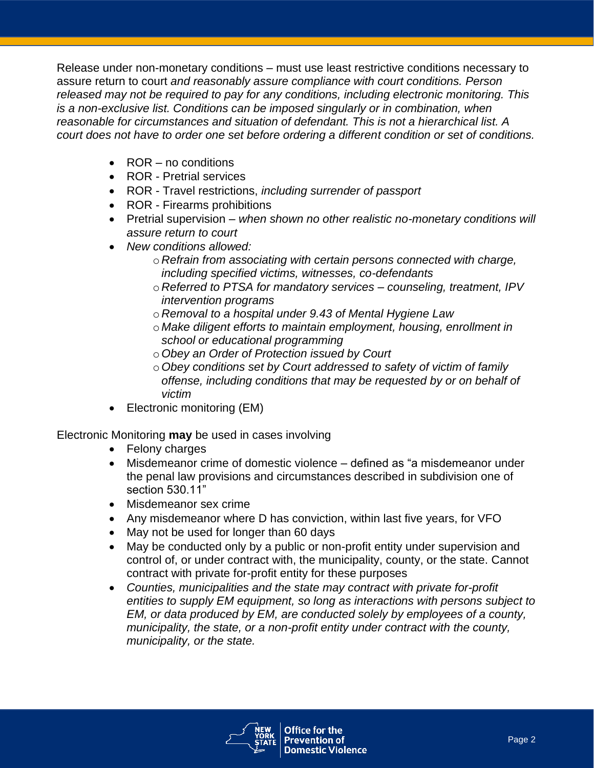Release under non-monetary conditions – must use least restrictive conditions necessary to assure return to court *and reasonably assure compliance with court conditions. Person released may not be required to pay for any conditions, including electronic monitoring. This is a non-exclusive list. Conditions can be imposed singularly or in combination, when reasonable for circumstances and situation of defendant. This is not a hierarchical list. A court does not have to order one set before ordering a different condition or set of conditions.*

- ROR – no conditions
- ROR - Pretrial services
- ROR - Travel restrictions, *including surrender of passport*
- ROR - Firearms prohibitions
- Pretrial supervision – *when shown no other realistic no-monetary conditions will assure return to court*
- *New conditions allowed:*
    - *Refrain from associating with certain persons connected with charge, including specified victims, witnesses, co-defendants*
    - *Referred to PTSA for mandatory services – counseling, treatment, IPV intervention programs*
    - *Removal to a hospital under 9.43 of Mental Hygiene Law*
    - *Make diligent efforts to maintain employment, housing, enrollment in school or educational programming*
    - *Obey an Order of Protection issued by Court*
    - *Obey conditions set by Court addressed to safety of victim of family offense, including conditions that may be requested by or on behalf of victim*
- Electronic monitoring (EM)

Electronic Monitoring **may** be used in cases involving

- Felony charges
- Misdemeanor crime of domestic violence – defined as "a misdemeanor under the penal law provisions and circumstances described in subdivision one of section 530.11"
- Misdemeanor sex crime
- Any misdemeanor where D has conviction, within last five years, for VFO
- May not be used for longer than 60 days
- May be conducted only by a public or non-profit entity under supervision and control of, or under contract with, the municipality, county, or the state. Cannot contract with private for-profit entity for these purposes
- *Counties, municipalities and the state may contract with private for-profit entities to supply EM equipment, so long as interactions with persons subject to EM, or data produced by EM, are conducted solely by employees of a county, municipality, the state, or a non-profit entity under contract with the county, municipality, or the state.*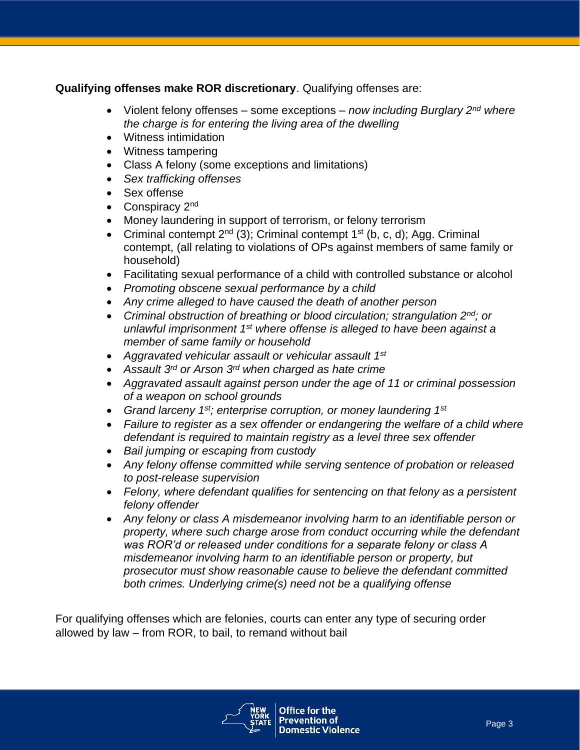**Qualifying offenses make ROR discretionary**. Qualifying offenses are:

- Violent felony offenses – some exceptions – *now including Burglary 2nd where the charge is for entering the living area of the dwelling*
- Witness intimidation
- Witness tampering
- Class A felony (some exceptions and limitations)
- *Sex trafficking offenses*
- Sex offense
- Conspiracy 2nd
- Money laundering in support of terrorism, or felony terrorism
- Criminal contempt 2nd (3); Criminal contempt 1st (b, c, d); Agg. Criminal contempt, (all relating to violations of OPs against members of same family or household)
- Facilitating sexual performance of a child with controlled substance or alcohol
- *Promoting obscene sexual performance by a child*
- *Any crime alleged to have caused the death of another person*
- *Criminal obstruction of breathing or blood circulation; strangulation 2nd; or unlawful imprisonment 1st where offense is alleged to have been against a member of same family or household*
- *Aggravated vehicular assault or vehicular assault 1st*
- *Assault 3rd or Arson 3rd when charged as hate crime*
- *Aggravated assault against person under the age of 11 or criminal possession of a weapon on school grounds*
- *Grand larceny 1st; enterprise corruption, or money laundering 1st*
- *Failure to register as a sex offender or endangering the welfare of a child where defendant is required to maintain registry as a level three sex offender*
- *Bail jumping or escaping from custody*
- *Any felony offense committed while serving sentence of probation or released to post-release supervision*
- *Felony, where defendant qualifies for sentencing on that felony as a persistent felony offender*
- *Any felony or class A misdemeanor involving harm to an identifiable person or property, where such charge arose from conduct occurring while the defendant was ROR'd or released under conditions for a separate felony or class A misdemeanor involving harm to an identifiable person or property, but prosecutor must show reasonable cause to believe the defendant committed both crimes. Underlying crime(s) need not be a qualifying offense*

For qualifying offenses which are felonies, courts can enter any type of securing order allowed by law – from ROR, to bail, to remand without bail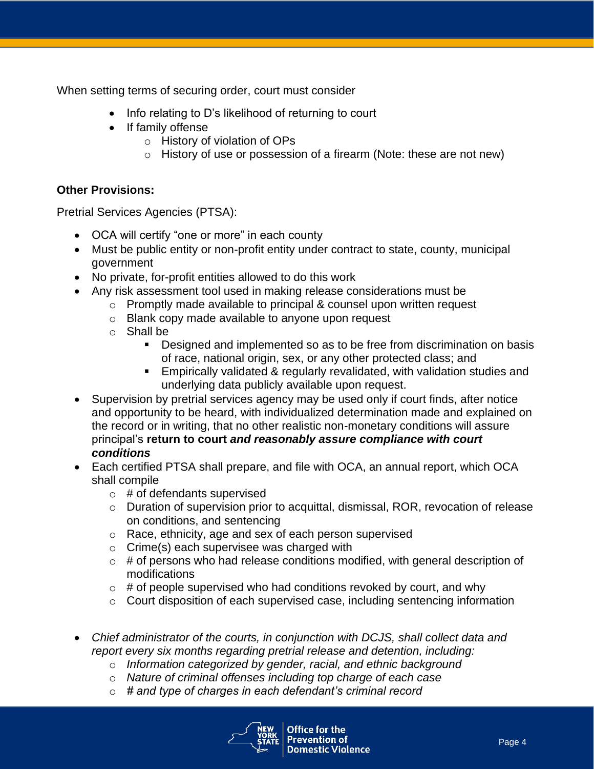When setting terms of securing order, court must consider

- Info relating to D's likelihood of returning to court
- If family offense
  - History of violation of OPs
  - History of use or possession of a firearm (Note: these are not new)

**Other Provisions:**

Pretrial Services Agencies (PTSA):

- OCA will certify "one or more" in each county
- Must be public entity or non-profit entity under contract to state, county, municipal government
- No private, for-profit entities allowed to do this work
- Any risk assessment tool used in making release considerations must be
  - Promptly made available to principal & counsel upon written request
  - Blank copy made available to anyone upon request
  - Shall be
    - Designed and implemented so as to be free from discrimination on basis of race, national origin, sex, or any other protected class; and
    - Empirically validated & regularly revalidated, with validation studies and underlying data publicly available upon request.
- Supervision by pretrial services agency may be used only if court finds, after notice and opportunity to be heard, with individualized determination made and explained on the record or in writing, that no other realistic non-monetary conditions will assure principal's **return to court** ***and reasonably assure compliance with court conditions***
- Each certified PTSA shall prepare, and file with OCA, an annual report, which OCA shall compile
  - # of defendants supervised
  - Duration of supervision prior to acquittal, dismissal, ROR, revocation of release on conditions, and sentencing
  - Race, ethnicity, age and sex of each person supervised
  - Crime(s) each supervisee was charged with
  - # of persons who had release conditions modified, with general description of modifications
  - # of people supervised who had conditions revoked by court, and why
  - Court disposition of each supervised case, including sentencing information

- *Chief administrator of the courts, in conjunction with DCJS, shall collect data and report every six months regarding pretrial release and detention, including:*
  - *Information categorized by gender, racial, and ethnic background*
  - *Nature of criminal offenses including top charge of each case*
  - *# and type of charges in each defendant's criminal record*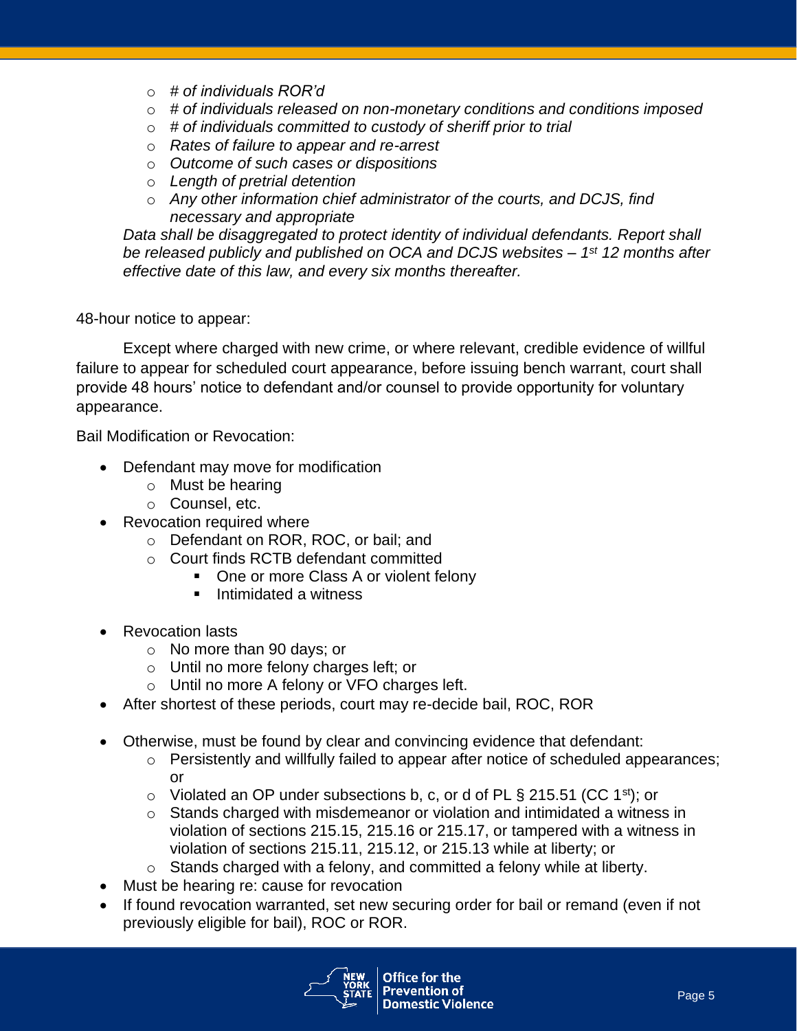- *# of individuals ROR'd*
   - *# of individuals released on non-monetary conditions and conditions imposed*
   - *# of individuals committed to custody of sheriff prior to trial*
   - *Rates of failure to appear and re-arrest*
   - *Outcome of such cases or dispositions*
   - *Length of pretrial detention*
   - *Any other information chief administrator of the courts, and DCJS, find necessary and appropriate*

  *Data shall be disaggregated to protect identity of individual defendants. Report shall be released publicly and published on OCA and DCJS websites – 1st 12 months after effective date of this law, and every six months thereafter.*

48-hour notice to appear:

Except where charged with new crime, or where relevant, credible evidence of willful failure to appear for scheduled court appearance, before issuing bench warrant, court shall provide 48 hours' notice to defendant and/or counsel to provide opportunity for voluntary appearance.

Bail Modification or Revocation:

- Defendant may move for modification
  - Must be hearing
  - Counsel, etc.
- Revocation required where
  - Defendant on ROR, ROC, or bail; and
  - Court finds RCTB defendant committed
    - One or more Class A or violent felony
    - Intimidated a witness
- Revocation lasts
  - No more than 90 days; or
  - Until no more felony charges left; or
  - Until no more A felony or VFO charges left.
- After shortest of these periods, court may re-decide bail, ROC, ROR
- Otherwise, must be found by clear and convincing evidence that defendant:
  - Persistently and willfully failed to appear after notice of scheduled appearances; or
  - Violated an OP under subsections b, c, or d of PL § 215.51 (CC 1st); or
  - Stands charged with misdemeanor or violation and intimidated a witness in violation of sections 215.15, 215.16 or 215.17, or tampered with a witness in violation of sections 215.11, 215.12, or 215.13 while at liberty; or
  - Stands charged with a felony, and committed a felony while at liberty.
- Must be hearing re: cause for revocation
- If found revocation warranted, set new securing order for bail or remand (even if not previously eligible for bail), ROC or ROR.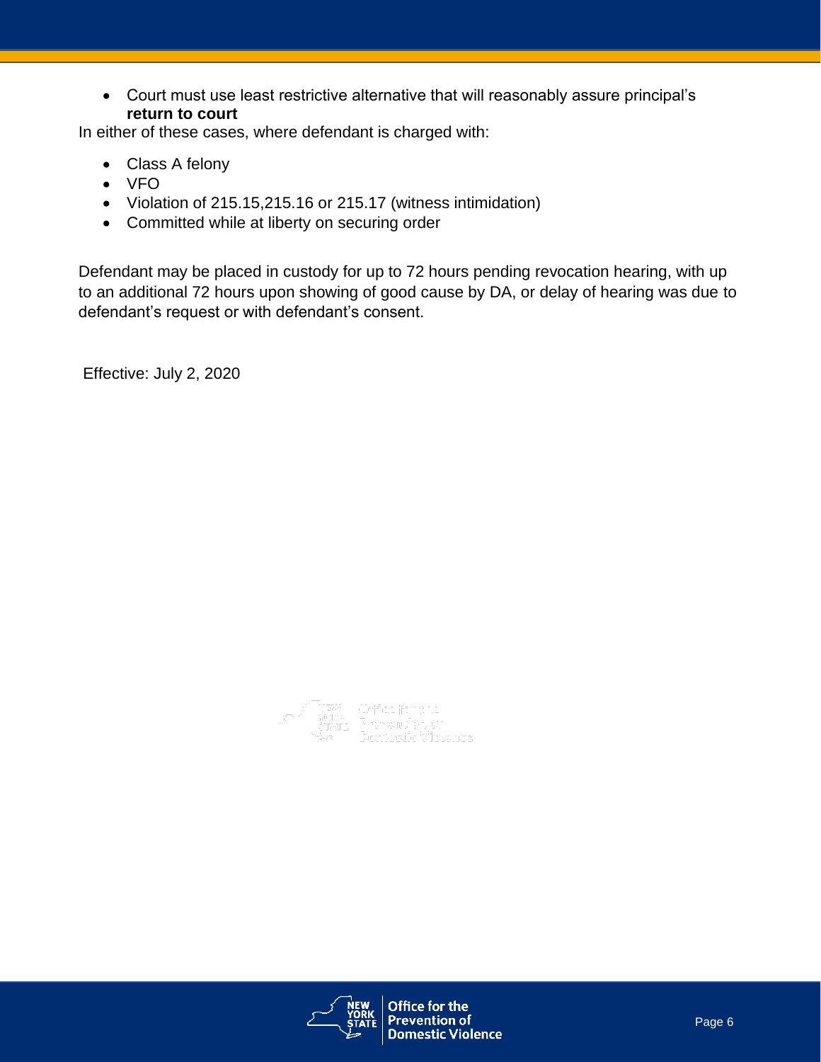- Court must use least restrictive alternative that will reasonably assure principal's **return to court**

In either of these cases, where defendant is charged with:

- Class A felony
- VFO
- Violation of 215.15,215.16 or 215.17 (witness intimidation)
- Committed while at liberty on securing order

Defendant may be placed in custody for up to 72 hours pending revocation hearing, with up to an additional 72 hours upon showing of good cause by DA, or delay of hearing was due to defendant's request or with defendant's consent.

Effective: July 2, 2020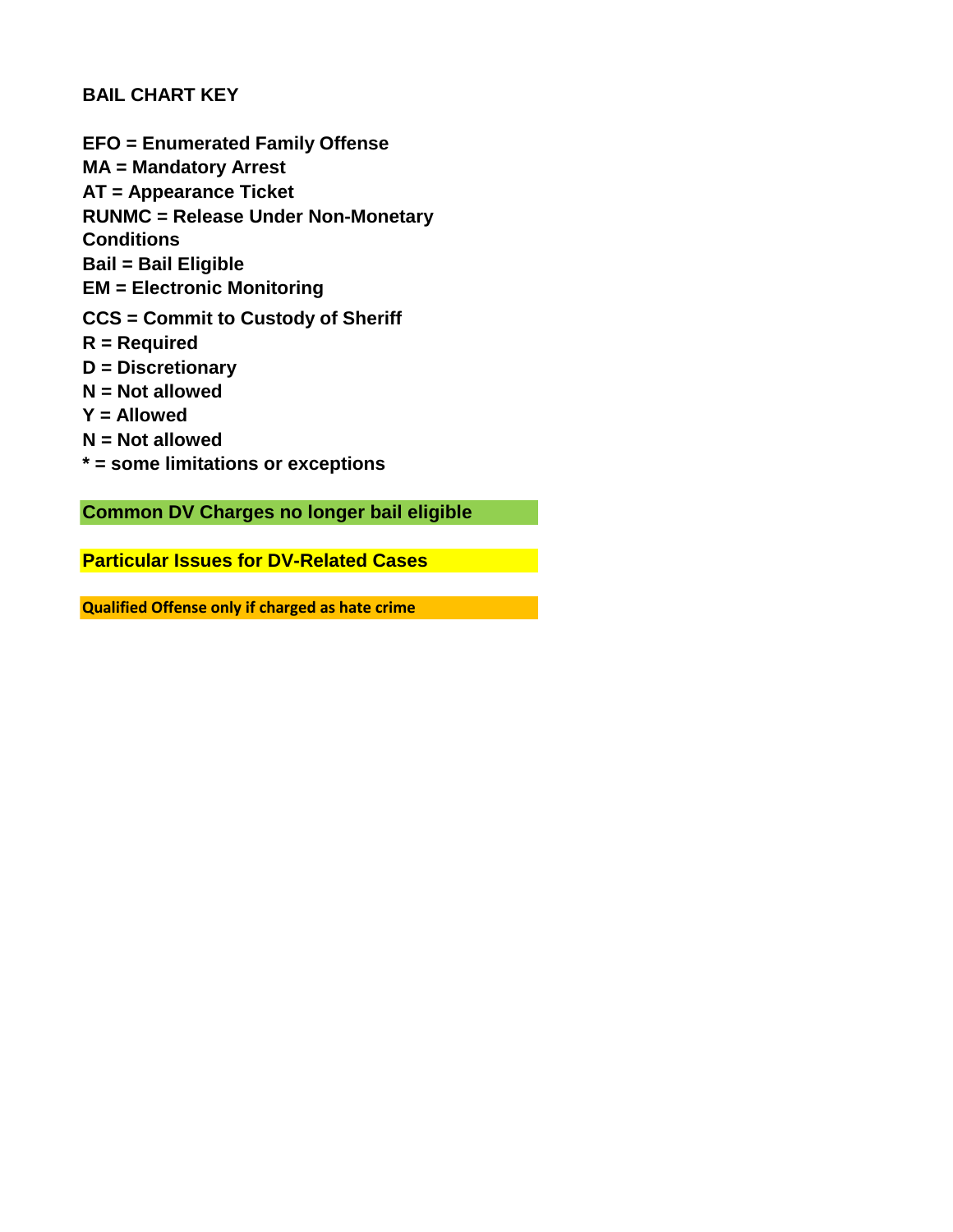## BAIL CHART KEY

**EFO = Enumerated Family Offense**
**MA = Mandatory Arrest**
**AT = Appearance Ticket**
**RUNMC = Release Under Non-Monetary Conditions**
**Bail = Bail Eligible**
**EM = Electronic Monitoring**
**CCS = Commit to Custody of Sheriff**
**R = Required**
**D = Discretionary**
**N = Not allowed**
**Y = Allowed**
**N = Not allowed**
*** = some limitations or exceptions**

**Common DV Charges no longer bail eligible**

**Particular Issues for DV-Related Cases**

**Qualified Offense only if charged as hate crime**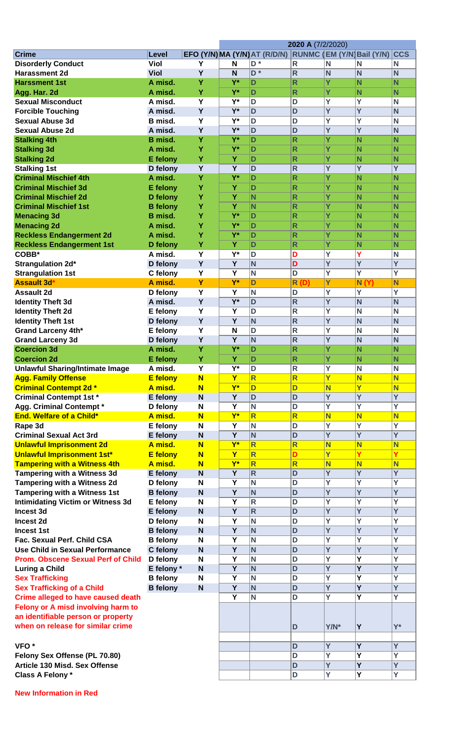| | | 2020 A (7/2/2020) | | | | | |
|---|---|---|---|---|---|---|---|
| **Crime** | **Level** | **EFO (Y/N)** | **MA (Y/N)** | **AT (R/D/N)** | **RUNMC (** | **EM (Y/N)** | **Bail (Y/N)** | **CCS** |
| Disorderly Conduct | Viol | Y | N | D * | R | N | N | N |
| Harassment 2d | Viol | Y | N | D * | R | N | N | N |
| Harssment 1st | A misd. | Y | Y* | D | R | Y | N | N |
| Agg. Har. 2d | A misd. | Y | Y* | D | R | Y | N | N |
| Sexual Misconduct | A misd. | Y | Y* | D | D | Y | Y | N |
| Forcible Touching | A misd. | Y | Y* | D | D | Y | Y | N |
| Sexual Abuse 3d | B misd. | Y | Y* | D | D | Y | Y | N |
| Sexual Abuse 2d | A misd. | Y | Y* | D | D | Y | Y | N |
| Stalking 4th | B misd. | Y | Y* | D | R | Y | N | N |
| Stalking 3d | A misd. | Y | Y* | D | R | Y | N | N |
| Stalking 2d | E felony | Y | Y | D | R | Y | N | N |
| Stalking 1st | D felony | Y | Y | D | R | Y | Y | Y |
| Criminal Mischief 4th | A misd. | Y | Y* | D | R | Y | N | N |
| Criminal Mischief 3d | E felony | Y | Y | D | R | Y | N | N |
| Criminal Mischief 2d | D felony | Y | Y | N | R | Y | N | N |
| Criminal Mischief 1st | B felony | Y | Y | N | R | Y | N | N |
| Menacing 3d | B misd. | Y | Y* | D | R | Y | N | N |
| Menacing 2d | A misd. | Y | Y* | D | R | Y | N | N |
| Reckless Endangerment 2d | A misd. | Y | Y* | D | R | Y | N | N |
| Reckless Endangerment 1st | D felony | Y | Y | D | R | Y | N | N |
| COBB* | A misd. | Y | Y* | D | D | Y | Y | N |
| Strangulation 2d* | D felony | Y | Y | N | D | Y | Y | Y |
| Strangulation 1st | C felony | Y | Y | N | D | Y | Y | Y |
| Assault 3d* | A misd. | Y | Y* | D | R (D) | Y | N (Y) | N |
| Assault 2d | D felony | Y | Y | N | D | Y | Y | Y |
| Identity Theft 3d | A misd. | Y | Y* | D | R | Y | N | N |
| Identity Theft 2d | E felony | Y | Y | D | R | Y | N | N |
| Identity Theft 1st | D felony | Y | Y | N | R | Y | N | N |
| Grand Larceny 4th* | E felony | Y | N | D | R | Y | N | N |
| Grand Larceny 3d | D felony | Y | Y | N | R | Y | N | N |
| Coercion 3d | A misd. | Y | Y* | D | R | Y | N | N |
| Coercion 2d | E felony | Y | Y | D | R | Y | N | N |
| Unlawful Sharing/Intimate Image | A misd. | Y | Y* | D | R | Y | N | N |
| Agg. Family Offense | E felony | N | Y | R | R | Y | N | N |
| Criminal Contempt 2d * | A misd. | N | Y* | D | D | N | Y | N |
| Criminal Contempt 1st * | E felony | N | Y | D | D | Y | Y | Y |
| Agg. Criminal Contempt * | D felony | N | Y | N | D | Y | Y | Y |
| End. Welfare of a Child* | A misd. | N | Y* | R | R | N | N | N |
| Rape 3d | E felony | N | Y | N | D | Y | Y | Y |
| Criminal Sexual Act 3rd | E felony | N | Y | N | D | Y | Y | Y |
| Unlawful Imprisonment 2d | A misd. | N | Y* | R | R | N | N | N |
| Unlawful Imprisonment 1st* | E felony | N | Y | R | D | Y | Y | Y |
| Tampering with a Witness 4th | A misd. | N | Y* | R | R | N | N | N |
| Tampering with a Witness 3d | E felony | N | Y | R | D | Y | Y | Y |
| Tampering with a Witness 2d | D felony | N | Y | N | D | Y | Y | Y |
| Tampering with a Witness 1st | B felony | N | Y | N | D | Y | Y | Y |
| Intimidating Victim or Witness 3d | E felony | N | Y | R | D | Y | Y | Y |
| Incest 3d | E felony | N | Y | R | D | Y | Y | Y |
| Incest 2d | D felony | N | Y | N | D | Y | Y | Y |
| Incest 1st | B felony | N | Y | N | D | Y | Y | Y |
| Fac. Sexual Perf. Child CSA | B felony | N | Y | N | D | Y | Y | Y |
| Use Child in Sexual Performance | C felony | N | Y | N | D | Y | Y | Y |
| Prom. Obscene Sexual Perf of Child | D felony | N | Y | N | D | Y | Y | Y |
| Luring a Child | E felony * | N | Y | N | D | Y | Y | Y |
| Sex Trafficking | B felony | N | Y | N | D | Y | Y | Y |
| Sex Trafficking of a Child | B felony | N | Y | N | D | Y | Y | Y |
| Crime alleged to have caused death | | | Y | N | D | Y | Y | Y |
| Felony or A misd involving harm to an identifiable person or property when on release for similar crime | | | | | D | Y/N* | Y | Y* |
| VFO * | | | | | D | Y | Y | Y |
| Felony Sex Offense (PL 70.80) | | | | | D | Y | Y | Y |
| Article 130 Misd. Sex Offense | | | | | D | Y | Y | Y |
| Class A Felony * | | | | | D | Y | Y | Y |

**New Information in Red**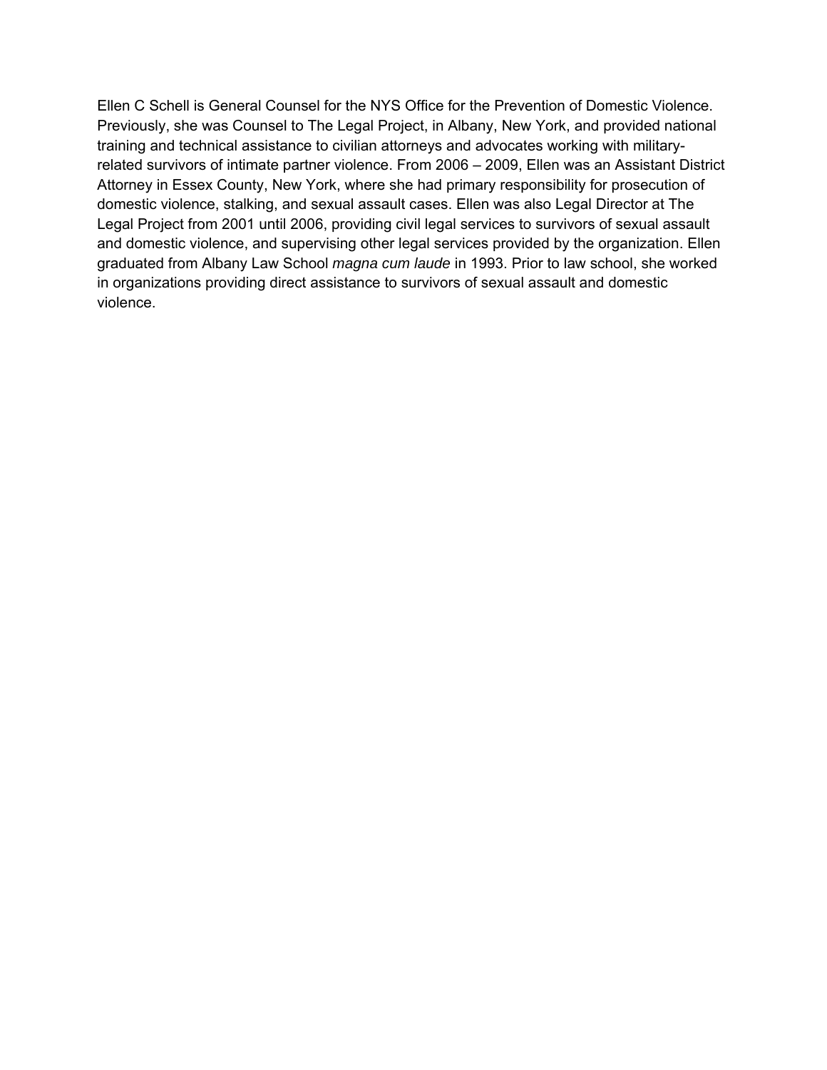Ellen C Schell is General Counsel for the NYS Office for the Prevention of Domestic Violence. Previously, she was Counsel to The Legal Project, in Albany, New York, and provided national training and technical assistance to civilian attorneys and advocates working with military-related survivors of intimate partner violence. From 2006 – 2009, Ellen was an Assistant District Attorney in Essex County, New York, where she had primary responsibility for prosecution of domestic violence, stalking, and sexual assault cases. Ellen was also Legal Director at The Legal Project from 2001 until 2006, providing civil legal services to survivors of sexual assault and domestic violence, and supervising other legal services provided by the organization. Ellen graduated from Albany Law School *magna cum laude* in 1993. Prior to law school, she worked in organizations providing direct assistance to survivors of sexual assault and domestic violence.